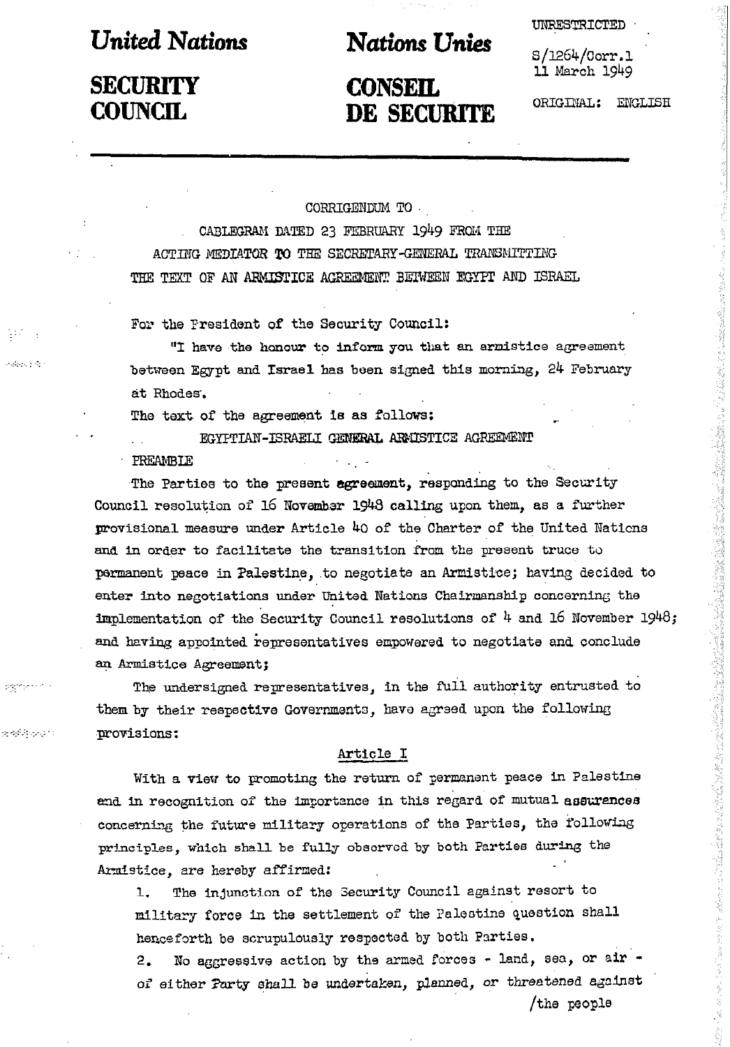**United Nations** **Nations Unies**

**SECURITY COUNCIL** **CONSEIL DE SECURITE**

UNRESTRICTED

S/1264/Corr.1
11 March 1949

ORIGINAL: ENGLISH

CORRIGENDUM TO

CABLEGRAM DATED 23 FEBRUARY 1949 FROM THE ACTING MEDIATOR TO THE SECRETARY-GENERAL TRANSMITTING THE TEXT OF AN ARMISTICE AGREEMENT BETWEEN EGYPT AND ISRAEL

For the President of the Security Council:

"I have the honour to inform you that an armistice agreement between Egypt and Israel has been signed this morning, 24 February at Rhodes.

The text of the agreement is as follows:

EGYPTIAN-ISRAELI GENERAL ARMISTICE AGREEMENT

PREAMBLE

The Parties to the present agreement, responding to the Security Council resolution of 16 November 1948 calling upon them, as a further provisional measure under Article 40 of the Charter of the United Nations and in order to facilitate the transition from the present truce to permanent peace in Palestine, to negotiate an Armistice; having decided to enter into negotiations under United Nations Chairmanship concerning the implementation of the Security Council resolutions of 4 and 16 November 1948; and having appointed representatives empowered to negotiate and conclude an Armistice Agreement;

The undersigned representatives, in the full authority entrusted to them by their respective Governments, have agreed upon the following provisions:

Article I

With a view to promoting the return of permanent peace in Palestine and in recognition of the importance in this regard of mutual assurances concerning the future military operations of the Parties, the following principles, which shall be fully observed by both Parties during the Armistice, are hereby affirmed:

1. The injunction of the Security Council against resort to military force in the settlement of the Palestine question shall henceforth be scrupulously respected by both Parties.
2. No aggressive action by the armed forces - land, sea, or air - of either Party shall be undertaken, planned, or threatened against

/the people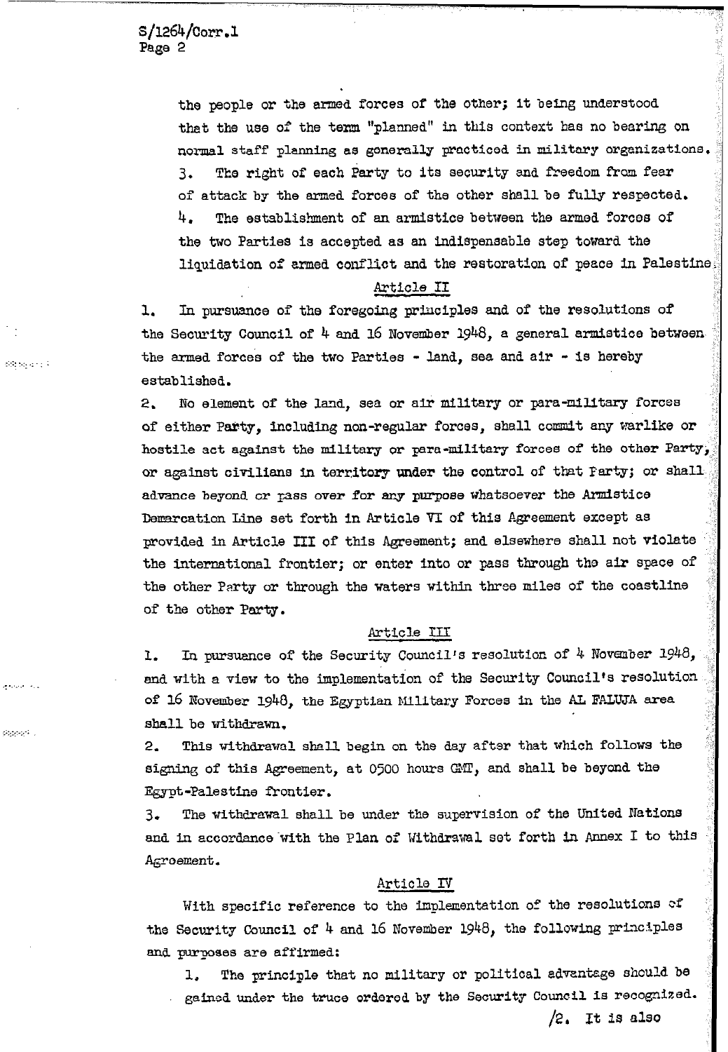the people or the armed forces of the other; it being understood that the use of the term "planned" in this context has no bearing on normal staff planning as generally practiced in military organizations.

3. The right of each Party to its security and freedom from fear of attack by the armed forces of the other shall be fully respected.

4. The establishment of an armistice between the armed forces of the two Parties is accepted as an indispensable step toward the liquidation of armed conflict and the restoration of peace in Palestine.

## Article II

1. In pursuance of the foregoing principles and of the resolutions of the Security Council of 4 and 16 November 1948, a general armistice between the armed forces of the two Parties - land, sea and air - is hereby established.

2. No element of the land, sea or air military or para-military forces of either Party, including non-regular forces, shall commit any warlike or hostile act against the military or para-military forces of the other Party, or against civilians in territory under the control of that Party; or shall advance beyond or pass over for any purpose whatsoever the Armistice Demarcation Line set forth in Article VI of this Agreement except as provided in Article III of this Agreement; and elsewhere shall not violate the international frontier; or enter into or pass through the air space of the other Party or through the waters within three miles of the coastline of the other Party.

## Article III

1. In pursuance of the Security Council's resolution of 4 November 1948, and with a view to the implementation of the Security Council's resolution of 16 November 1948, the Egyptian Military Forces in the AL FALUJA area shall be withdrawn.

2. This withdrawal shall begin on the day after that which follows the signing of this Agreement, at 0500 hours GMT, and shall be beyond the Egypt-Palestine frontier.

3. The withdrawal shall be under the supervision of the United Nations and in accordance with the Plan of Withdrawal set forth in Annex I to this Agreement.

## Article IV

With specific reference to the implementation of the resolutions of the Security Council of 4 and 16 November 1948, the following principles and purposes are affirmed:

1. The principle that no military or political advantage should be gained under the truce ordered by the Security Council is recognized.

/2. It is also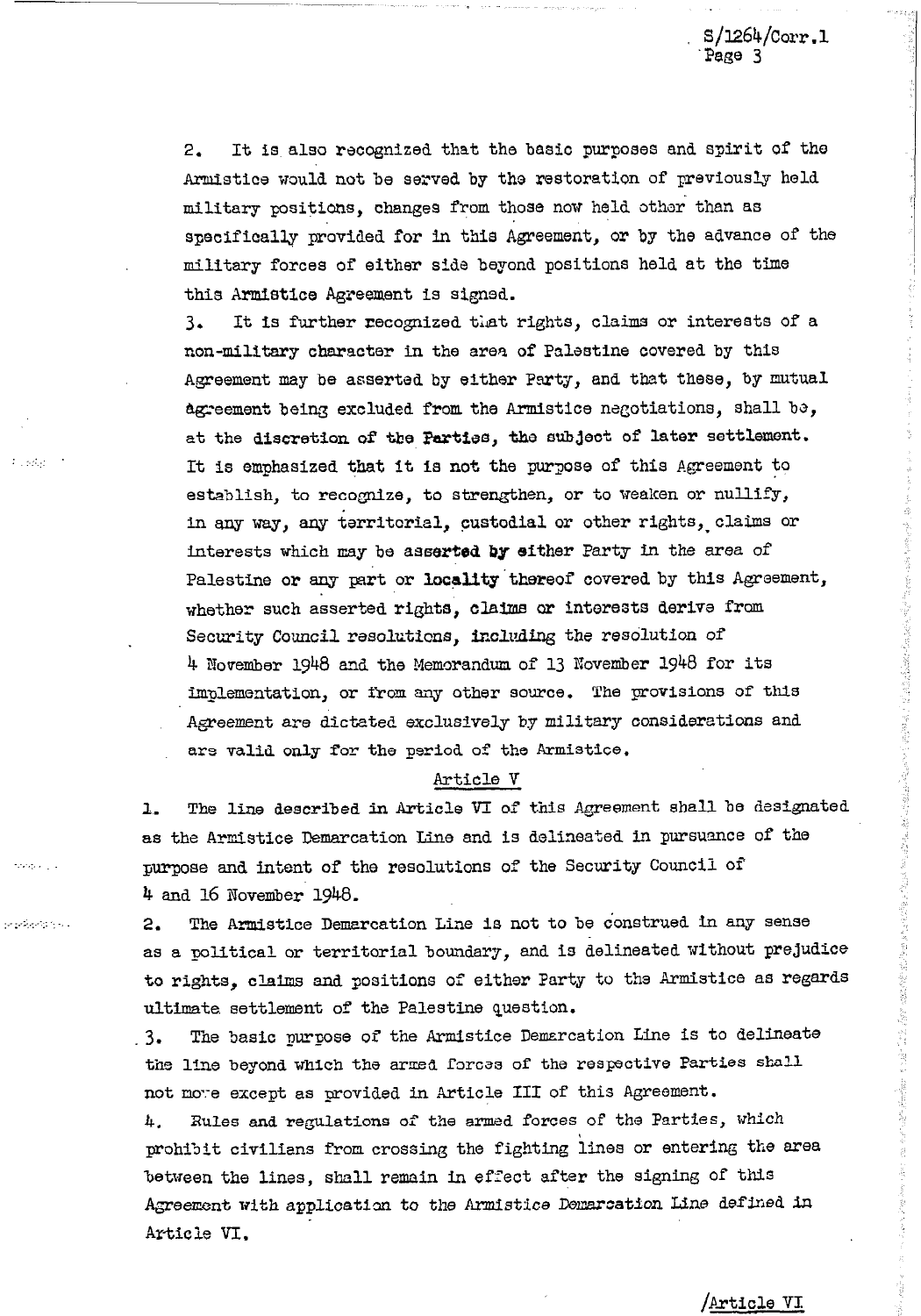2. It is also recognized that the basic purposes and spirit of the Armistice would not be served by the restoration of previously held military positions, changes from those now held other than as specifically provided for in this Agreement, or by the advance of the military forces of either side beyond positions held at the time this Armistice Agreement is signed.

3. It is further recognized that rights, claims or interests of a non-military character in the area of Palestine covered by this Agreement may be asserted by either Party, and that these, by mutual agreement being excluded from the Armistice negotiations, shall be, at the discretion of the Parties, the subject of later settlement. It is emphasized that it is not the purpose of this Agreement to establish, to recognize, to strengthen, or to weaken or nullify, in any way, any territorial, custodial or other rights, claims or interests which may be asserted by either Party in the area of Palestine or any part or locality thereof covered by this Agreement, whether such asserted rights, claims or interests derive from Security Council resolutions, including the resolution of 4 November 1948 and the Memorandum of 13 November 1948 for its implementation, or from any other source. The provisions of this Agreement are dictated exclusively by military considerations and are valid only for the period of the Armistice.

## Article V

1. The line described in Article VI of this Agreement shall be designated as the Armistice Demarcation Line and is delineated in pursuance of the purpose and intent of the resolutions of the Security Council of 4 and 16 November 1948.

2. The Armistice Demarcation Line is not to be construed in any sense as a political or territorial boundary, and is delineated without prejudice to rights, claims and positions of either Party to the Armistice as regards ultimate settlement of the Palestine question.

3. The basic purpose of the Armistice Demarcation Line is to delineate the line beyond which the armed forces of the respective Parties shall not move except as provided in Article III of this Agreement.

4. Rules and regulations of the armed forces of the Parties, which prohibit civilians from crossing the fighting lines or entering the area between the lines, shall remain in effect after the signing of this Agreement with application to the Armistice Demarcation Line defined in Article VI.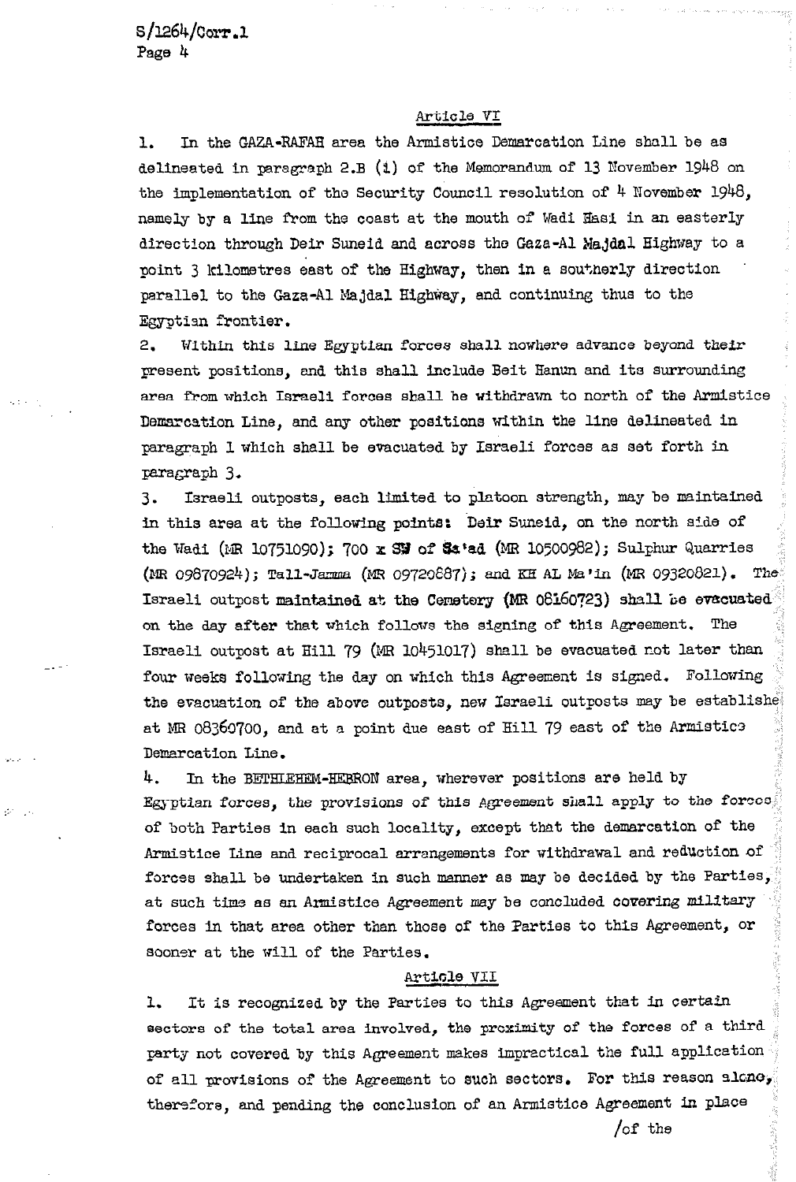### Article VI

1. In the GAZA-RAFAH area the Armistice Demarcation Line shall be as delineated in paragraph 2.B (i) of the Memorandum of 13 November 1948 on the implementation of the Security Council resolution of 4 November 1948, namely by a line from the coast at the mouth of Wadi Hasi in an easterly direction through Deir Suneid and across the Gaza-Al Majdal Highway to a point 3 kilometres east of the Highway, then in a southerly direction parallel to the Gaza-Al Majdal Highway, and continuing thus to the Egyptian frontier.

2. Within this line Egyptian forces shall nowhere advance beyond their present positions, and this shall include Beit Hanun and its surrounding area from which Israeli forces shall be withdrawn to north of the Armistice Demarcation Line, and any other positions within the line delineated in paragraph 1 which shall be evacuated by Israeli forces as set forth in paragraph 3.

3. Israeli outposts, each limited to platoon strength, may be maintained in this area at the following points: Deir Suneid, on the north side of the Wadi (MR 10751090); 700 x SW of Sa'ad (MR 10500982); Sulphur Quarries (MR 09870924); Tall-Jamma (MR 09720887); and KH AL Ma'in (MR 09320821). The Israeli outpost maintained at the Cemetery (MR 08160723) shall be evacuated on the day after that which follows the signing of this Agreement. The Israeli outpost at Hill 79 (MR 10451017) shall be evacuated not later than four weeks following the day on which this Agreement is signed. Following the evacuation of the above outposts, new Israeli outposts may be established at MR 08360700, and at a point due east of Hill 79 east of the Armistice Demarcation Line.

4. In the BETHLEHEM-HEBRON area, wherever positions are held by Egyptian forces, the provisions of this Agreement shall apply to the forces of both Parties in each such locality, except that the demarcation of the Armistice Line and reciprocal arrangements for withdrawal and reduction of forces shall be undertaken in such manner as may be decided by the Parties, at such time as an Armistice Agreement may be concluded covering military forces in that area other than those of the Parties to this Agreement, or sooner at the will of the Parties.

### Article VII

1. It is recognized by the Parties to this Agreement that in certain sectors of the total area involved, the proximity of the forces of a third party not covered by this Agreement makes impractical the full application of all provisions of the Agreement to such sectors. For this reason alone, therefore, and pending the conclusion of an Armistice Agreement in place

/of the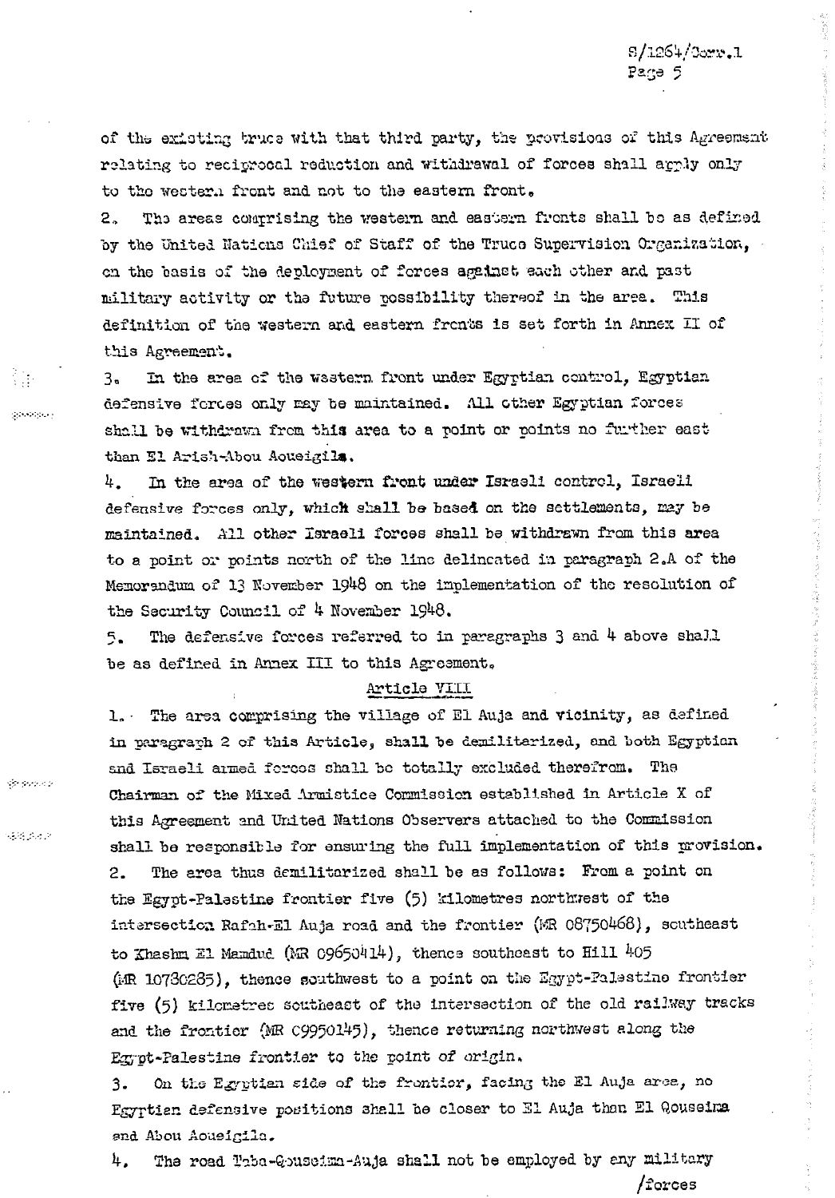of the existing truce with that third party, the provisions of this Agreement relating to reciprocal reduction and withdrawal of forces shall apply only to the western front and not to the eastern front.

2. The areas comprising the western and eastern fronts shall be as defined by the United Nations Chief of Staff of the Truce Supervision Organization, on the basis of the deployment of forces against each other and past military activity or the future possibility thereof in the area. This definition of the western and eastern fronts is set forth in Annex II of this Agreement.

3. In the area of the western front under Egyptian control, Egyptian defensive forces only may be maintained. All other Egyptian forces shall be withdrawn from this area to a point or points no further east than El Arish-Abou Aoueigila.

4. In the area of the western front under Israeli control, Israeli defensive forces only, which shall be based on the settlements, may be maintained. All other Israeli forces shall be withdrawn from this area to a point or points north of the line delineated in paragraph 2.A of the Memorandum of 13 November 1948 on the implementation of the resolution of the Security Council of 4 November 1948.

5. The defensive forces referred to in paragraphs 3 and 4 above shall be as defined in Annex III to this Agreement.

## Article VIII

1. The area comprising the village of El Auja and vicinity, as defined in paragraph 2 of this Article, shall be demilitarized, and both Egyptian and Israeli armed forces shall be totally excluded therefrom. The Chairman of the Mixed Armistice Commission established in Article X of this Agreement and United Nations Observers attached to the Commission shall be responsible for ensuring the full implementation of this provision.

2. The area thus demilitarized shall be as follows: From a point on the Egypt-Palestine frontier five (5) kilometres northwest of the intersection Rafah-El Auja road and the frontier (MR 08750468), southeast to Khashm El Mamdud (MR 09650414), thence southeast to Hill 405 (MR 10730285), thence southwest to a point on the Egypt-Palestine frontier five (5) kilometres southeast of the intersection of the old railway tracks and the frontier (MR 09950145), thence returning northwest along the Egypt-Palestine frontier to the point of origin.

3. On the Egyptian side of the frontier, facing the El Auja area, no Egyptian defensive positions shall be closer to El Auja than El Qouseima and Abou Aoueigila.

4. The road Taba-Qouseima-Auja shall not be employed by any military

/forces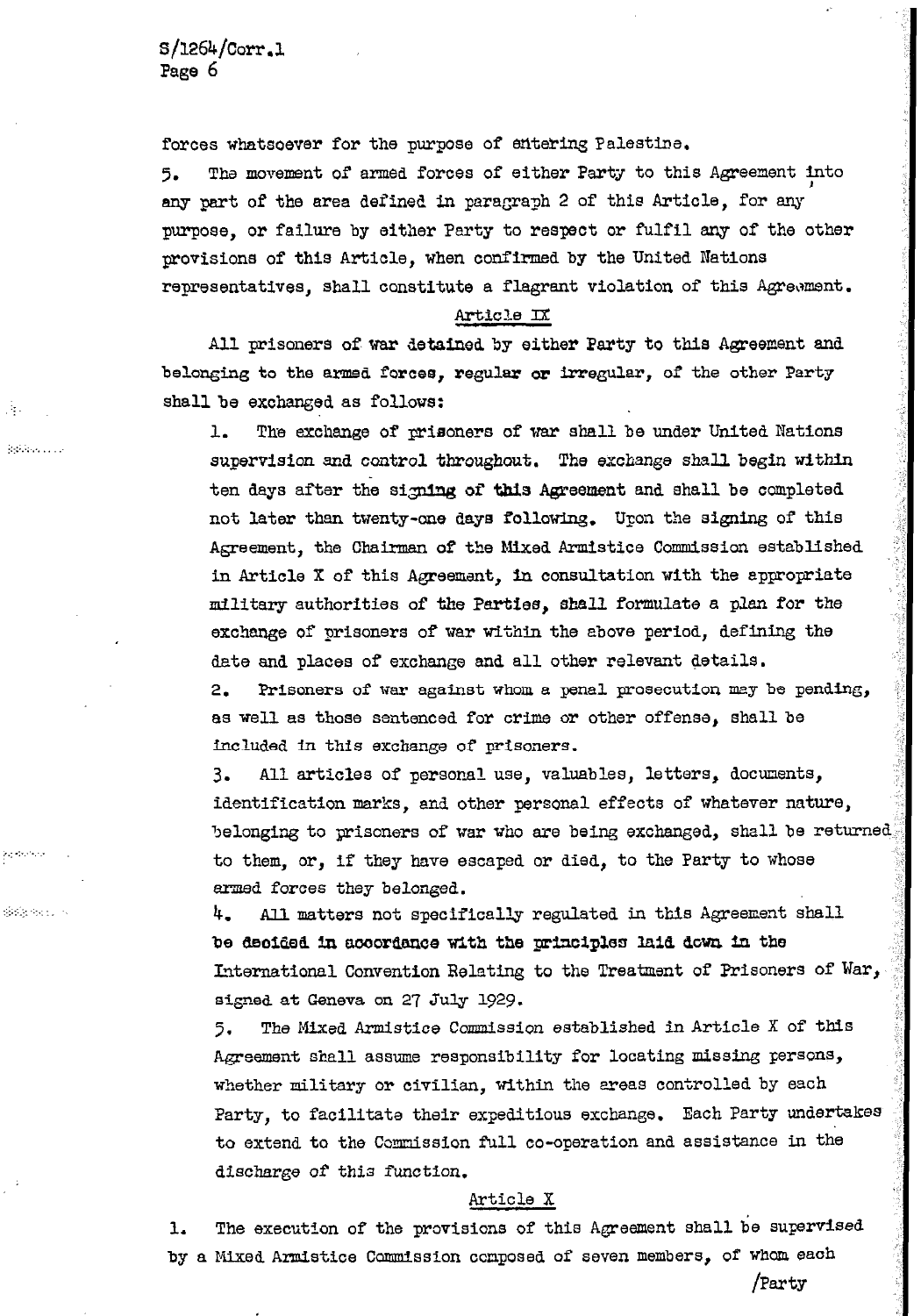forces whatsoever for the purpose of entering Palestine.

5. The movement of armed forces of either Party to this Agreement into any part of the area defined in paragraph 2 of this Article, for any purpose, or failure by either Party to respect or fulfil any of the other provisions of this Article, when confirmed by the United Nations representatives, shall constitute a flagrant violation of this Agreement.

### Article IX

All prisoners of war detained by either Party to this Agreement and belonging to the armed forces, regular or irregular, of the other Party shall be exchanged as follows:

1. The exchange of prisoners of war shall be under United Nations supervision and control throughout. The exchange shall begin within ten days after the signing of this Agreement and shall be completed not later than twenty-one days following. Upon the signing of this Agreement, the Chairman of the Mixed Armistice Commission established in Article X of this Agreement, in consultation with the appropriate military authorities of the Parties, shall formulate a plan for the exchange of prisoners of war within the above period, defining the date and places of exchange and all other relevant details.

2. Prisoners of war against whom a penal prosecution may be pending, as well as those sentenced for crime or other offense, shall be included in this exchange of prisoners.

3. All articles of personal use, valuables, letters, documents, identification marks, and other personal effects of whatever nature, belonging to prisoners of war who are being exchanged, shall be returned to them, or, if they have escaped or died, to the Party to whose armed forces they belonged.

4. All matters not specifically regulated in this Agreement shall be decided in accordance with the principles laid down in the International Convention Relating to the Treatment of Prisoners of War, signed at Geneva on 27 July 1929.

5. The Mixed Armistice Commission established in Article X of this Agreement shall assume responsibility for locating missing persons, whether military or civilian, within the areas controlled by each Party, to facilitate their expeditious exchange. Each Party undertakes to extend to the Commission full co-operation and assistance in the discharge of this function.

### Article X

1. The execution of the provisions of this Agreement shall be supervised by a Mixed Armistice Commission composed of seven members, of whom each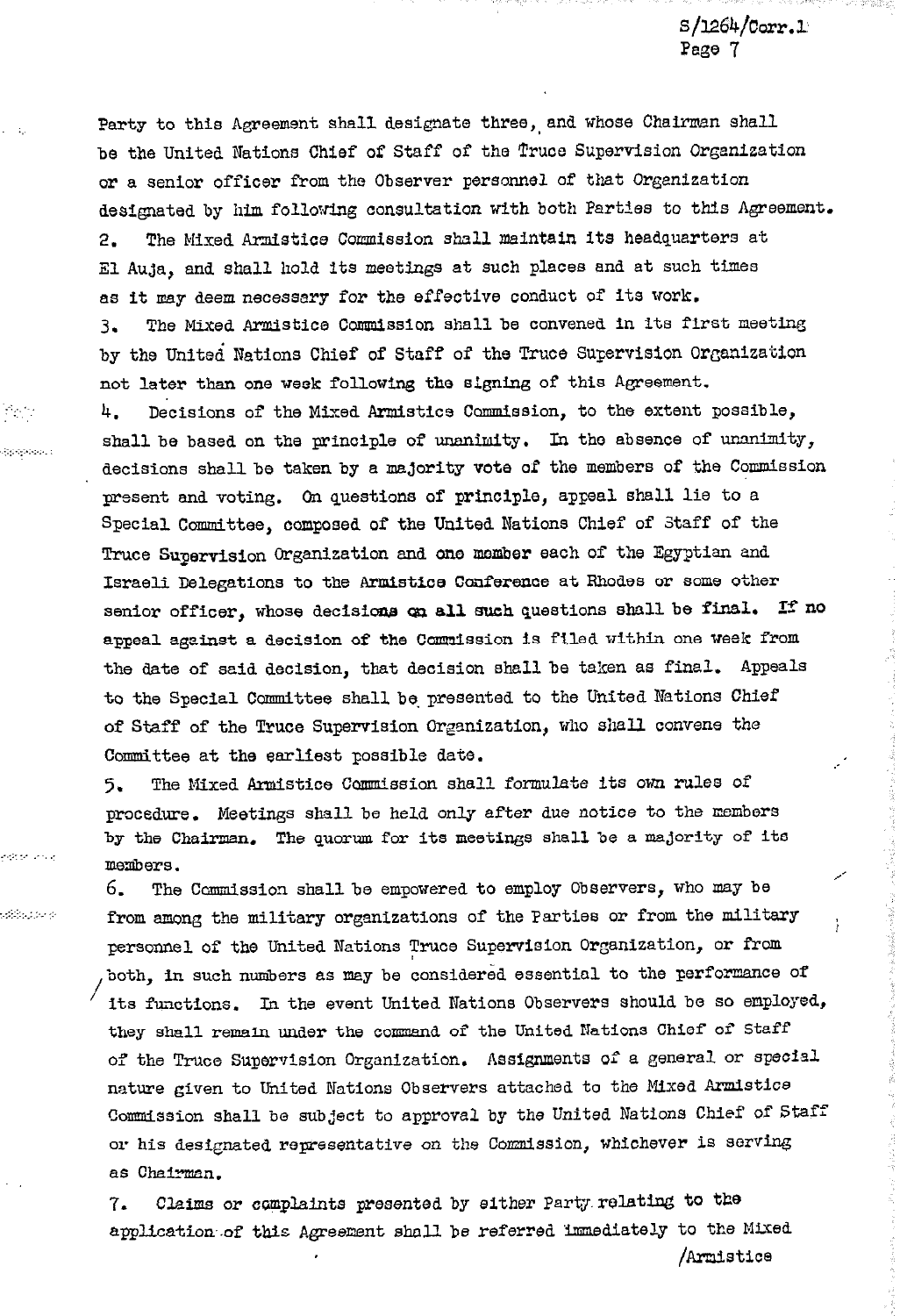Party to this Agreement shall designate three, and whose Chairman shall be the United Nations Chief of Staff of the Truce Supervision Organization or a senior officer from the Observer personnel of that Organization designated by him following consultation with both Parties to this Agreement.

2. The Mixed Armistice Commission shall maintain its headquarters at El Auja, and shall hold its meetings at such places and at such times as it may deem necessary for the effective conduct of its work.

3. The Mixed Armistice Commission shall be convened in its first meeting by the United Nations Chief of Staff of the Truce Supervision Organization not later than one week following the signing of this Agreement.

4. Decisions of the Mixed Armistice Commission, to the extent possible, shall be based on the principle of unanimity. In the absence of unanimity, decisions shall be taken by a majority vote of the members of the Commission present and voting. On questions of principle, appeal shall lie to a Special Committee, composed of the United Nations Chief of Staff of the Truce Supervision Organization and one member each of the Egyptian and Israeli Delegations to the Armistice Conference at Rhodes or some other senior officer, whose decisions on all such questions shall be final. If no appeal against a decision of the Commission is filed within one week from the date of said decision, that decision shall be taken as final. Appeals to the Special Committee shall be presented to the United Nations Chief of Staff of the Truce Supervision Organization, who shall convene the Committee at the earliest possible date.

5. The Mixed Armistice Commission shall formulate its own rules of procedure. Meetings shall be held only after due notice to the members by the Chairman. The quorum for its meetings shall be a majority of its members.

6. The Commission shall be empowered to employ Observers, who may be from among the military organizations of the Parties or from the military personnel of the United Nations Truce Supervision Organization, or from both, in such numbers as may be considered essential to the performance of its functions. In the event United Nations Observers should be so employed, they shall remain under the command of the United Nations Chief of Staff of the Truce Supervision Organization. Assignments of a general or special nature given to United Nations Observers attached to the Mixed Armistice Commission shall be subject to approval by the United Nations Chief of Staff or his designated representative on the Commission, whichever is serving as Chairman.

7. Claims or complaints presented by either Party relating to the application of this Agreement shall be referred immediately to the Mixed

/Armistice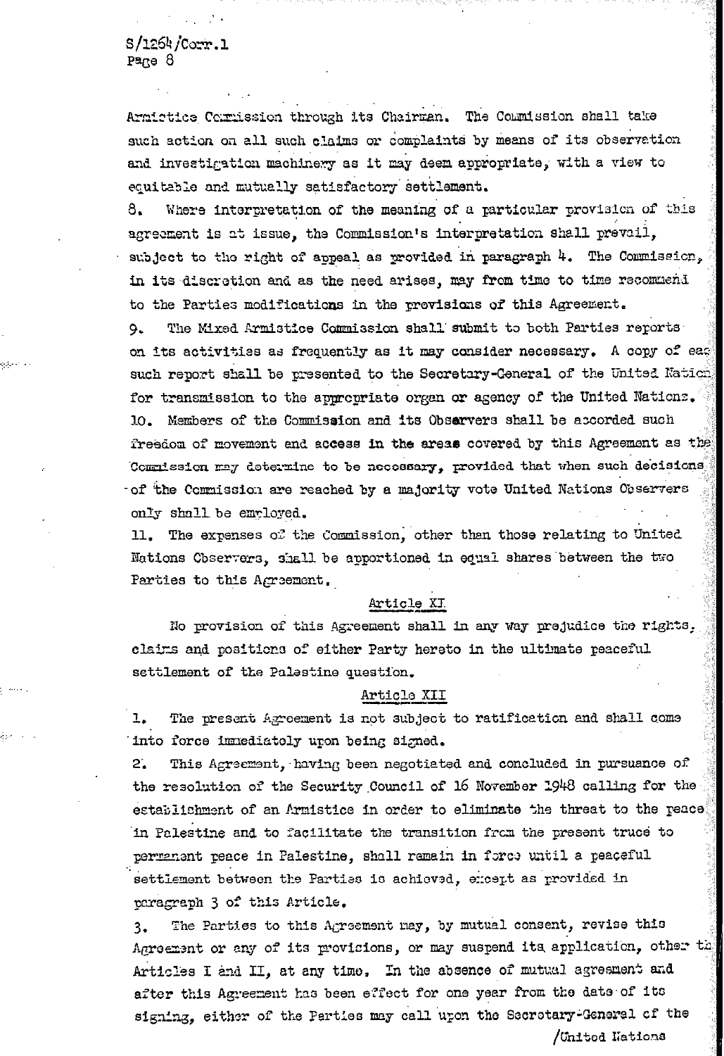Armistice Commission through its Chairman. The Commission shall take such action on all such claims or complaints by means of its observation and investigation machinery as it may deem appropriate, with a view to equitable and mutually satisfactory settlement.

8. Where interpretation of the meaning of a particular provision of this agreement is at issue, the Commission's interpretation shall prevail, subject to the right of appeal as provided in paragraph 4. The Commission, in its discretion and as the need arises, may from time to time recommend to the Parties modifications in the provisions of this Agreement.

9. The Mixed Armistice Commission shall submit to both Parties reports on its activities as frequently as it may consider necessary. A copy of each such report shall be presented to the Secretary-General of the United Nations for transmission to the appropriate organ or agency of the United Nations.

10. Members of the Commission and its Observers shall be accorded such freedom of movement and access in the areas covered by this Agreement as the Commission may determine to be necessary, provided that when such decisions of the Commission are reached by a majority vote United Nations Observers only shall be employed.

11. The expenses of the Commission, other than those relating to United Nations Observers, shall be apportioned in equal shares between the two Parties to this Agreement.

## Article XI

No provision of this Agreement shall in any way prejudice the rights, claims and positions of either Party hereto in the ultimate peaceful settlement of the Palestine question.

## Article XII

1. The present Agreement is not subject to ratification and shall come into force immediately upon being signed.

2. This Agreement, having been negotiated and concluded in pursuance of the resolution of the Security Council of 16 November 1948 calling for the establishment of an Armistice in order to eliminate the threat to the peace in Palestine and to facilitate the transition from the present truce to permanent peace in Palestine, shall remain in force until a peaceful settlement between the Parties is achieved, except as provided in paragraph 3 of this Article.

3. The Parties to this Agreement may, by mutual consent, revise this Agreement or any of its provisions, or may suspend its application, other th Articles I and II, at any time. In the absence of mutual agreement and after this Agreement has been effect for one year from the date of its signing, either of the Parties may call upon the Secretary-General of the United Nations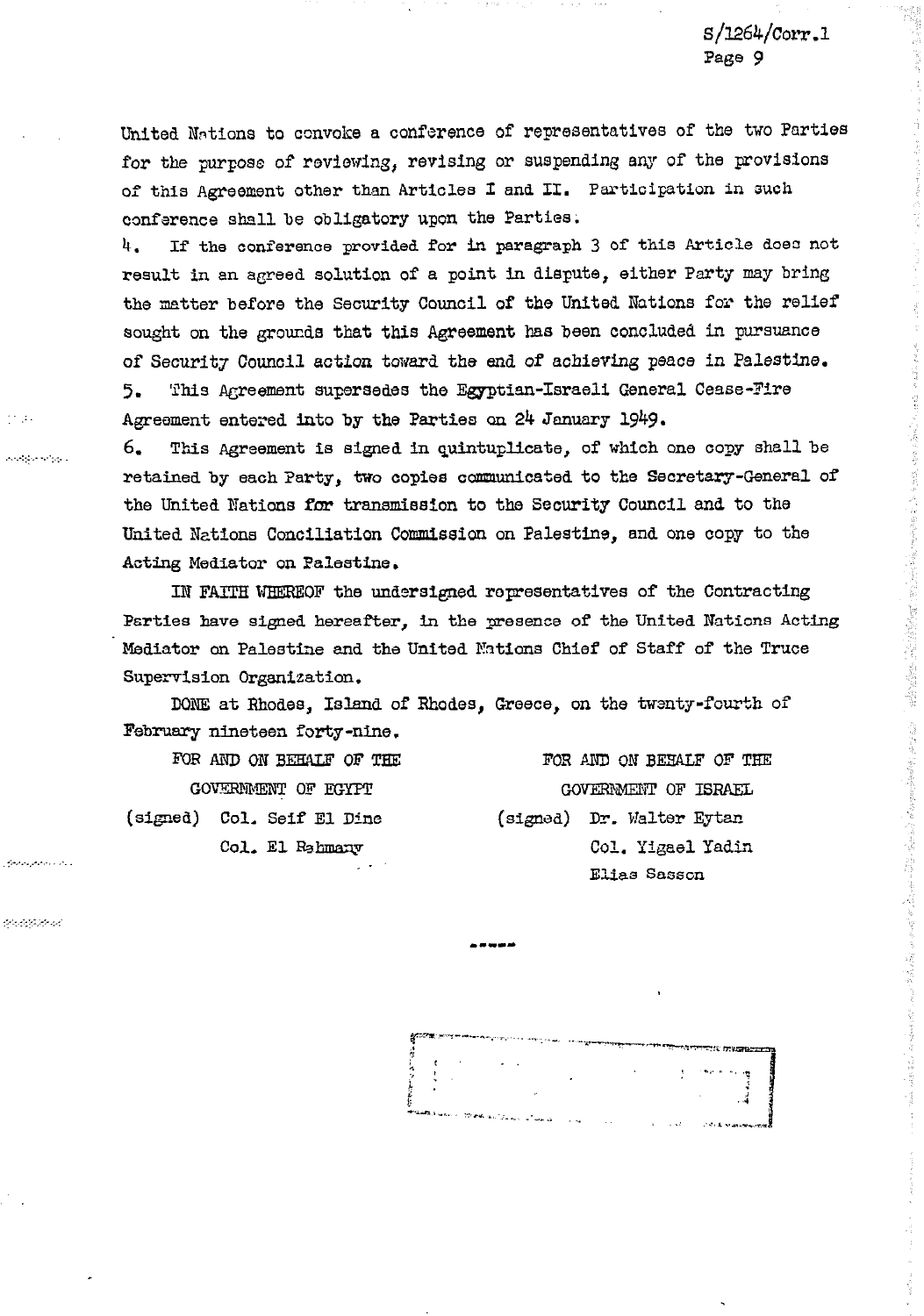United Nations to convoke a conference of representatives of the two Parties for the purpose of reviewing, revising or suspending any of the provisions of this Agreement other than Articles I and II. Participation in such conference shall be obligatory upon the Parties.

4. If the conference provided for in paragraph 3 of this Article does not result in an agreed solution of a point in dispute, either Party may bring the matter before the Security Council of the United Nations for the relief sought on the grounds that this Agreement has been concluded in pursuance of Security Council action toward the end of achieving peace in Palestine.

5. This Agreement supersedes the Egyptian-Israeli General Cease-Fire Agreement entered into by the Parties on 24 January 1949.

6. This Agreement is signed in quintuplicate, of which one copy shall be retained by each Party, two copies communicated to the Secretary-General of the United Nations for transmission to the Security Council and to the United Nations Conciliation Commission on Palestine, and one copy to the Acting Mediator on Palestine.

IN FAITH WHEREOF the undersigned representatives of the Contracting Parties have signed hereafter, in the presence of the United Nations Acting Mediator on Palestine and the United Nations Chief of Staff of the Truce Supervision Organization.

DONE at Rhodes, Island of Rhodes, Greece, on the twenty-fourth of February nineteen forty-nine.

FOR AND ON BEHALF OF THE GOVERNMENT OF EGYPT

(signed) Col. Seif El Dine

Col. El Rahmany

FOR AND ON BEHALF OF THE GOVERNMENT OF ISRAEL

(signed) Dr. Walter Eytan

Col. Yigael Yadin

Elias Sasson

-----